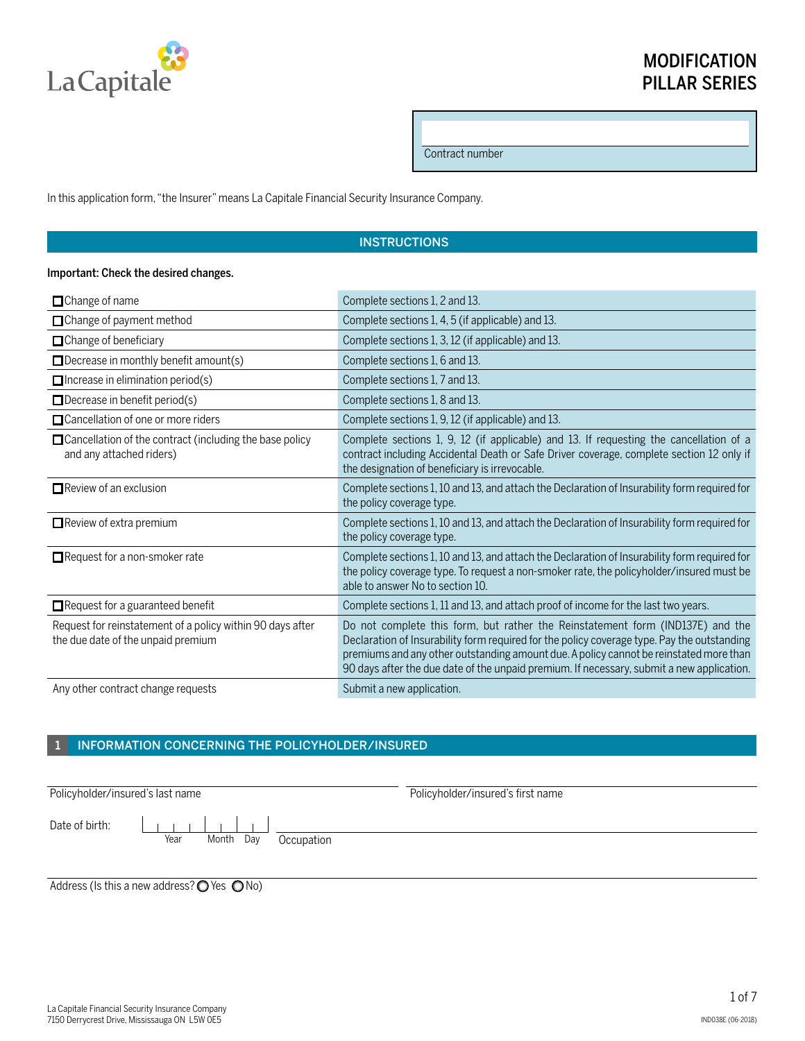# MODIFICATION PILLAR SERIES

Contract number

In this application form, "the Insurer" means La Capitale Financial Security Insurance Company.

## INSTRUCTIONS

**Important: Check the desired changes.**

| Change | Instructions |
|---|---|
| ☐ Change of name | Complete sections 1, 2 and 13. |
| ☐ Change of payment method | Complete sections 1, 4, 5 (if applicable) and 13. |
| ☐ Change of beneficiary | Complete sections 1, 3, 12 (if applicable) and 13. |
| ☐ Decrease in monthly benefit amount(s) | Complete sections 1, 6 and 13. |
| ☐ Increase in elimination period(s) | Complete sections 1, 7 and 13. |
| ☐ Decrease in benefit period(s) | Complete sections 1, 8 and 13. |
| ☐ Cancellation of one or more riders | Complete sections 1, 9, 12 (if applicable) and 13. |
| ☐ Cancellation of the contract (including the base policy and any attached riders) | Complete sections 1, 9, 12 (if applicable) and 13. If requesting the cancellation of a contract including Accidental Death or Safe Driver coverage, complete section 12 only if the designation of beneficiary is irrevocable. |
| ☐ Review of an exclusion | Complete sections 1, 10 and 13, and attach the Declaration of Insurability form required for the policy coverage type. |
| ☐ Review of extra premium | Complete sections 1, 10 and 13, and attach the Declaration of Insurability form required for the policy coverage type. |
| ☐ Request for a non-smoker rate | Complete sections 1, 10 and 13, and attach the Declaration of Insurability form required for the policy coverage type. To request a non-smoker rate, the policyholder/insured must be able to answer No to section 10. |
| ☐ Request for a guaranteed benefit | Complete sections 1, 11 and 13, and attach proof of income for the last two years. |
| Request for reinstatement of a policy within 90 days after the due date of the unpaid premium | Do not complete this form, but rather the Reinstatement form (IND137E) and the Declaration of Insurability form required for the policy coverage type. Pay the outstanding premiums and any other outstanding amount due. A policy cannot be reinstated more than 90 days after the due date of the unpaid premium. If necessary, submit a new application. |
| Any other contract change requests | Submit a new application. |

## 1 INFORMATION CONCERNING THE POLICYHOLDER/INSURED

Policyholder/insured's last name

Policyholder/insured's first name

Date of birth: Year Month Day

Occupation

Address (Is this a new address? ◯ Yes ◯ No)

La Capitale Financial Security Insurance Company
7150 Derrycrest Drive, Mississauga ON L5W 0E5

IND038E (06-2018)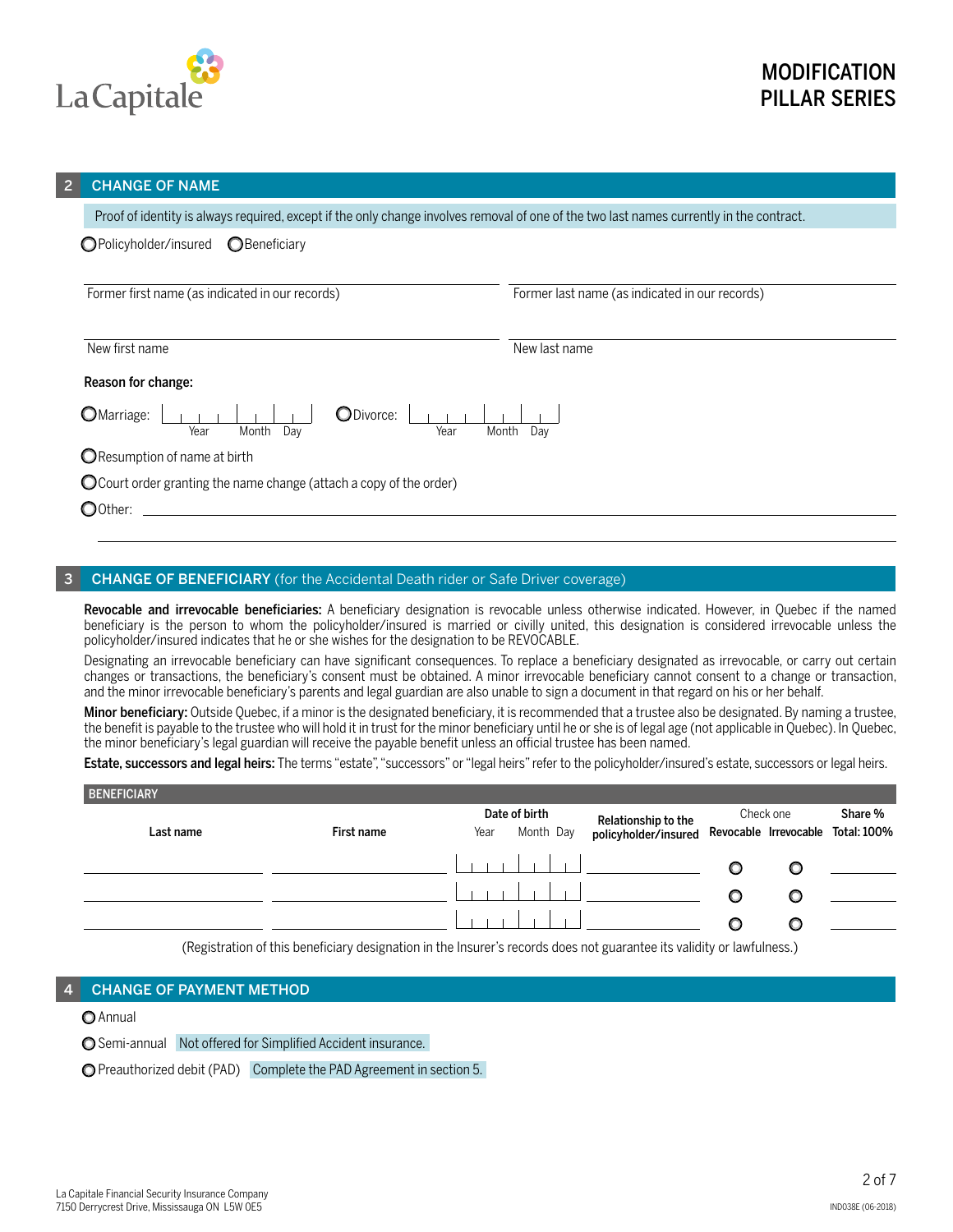# MODIFICATION PILLAR SERIES

## 2 CHANGE OF NAME

Proof of identity is always required, except if the only change involves removal of one of the two last names currently in the contract.

○ Policyholder/insured ○ Beneficiary

Former first name (as indicated in our records) | Former last name (as indicated in our records)

New first name | New last name

**Reason for change:**

○ Marriage: Year Month Day ○ Divorce: Year Month Day

○ Resumption of name at birth

○ Court order granting the name change (attach a copy of the order)

○ Other: ______________________

## 3 CHANGE OF BENEFICIARY (for the Accidental Death rider or Safe Driver coverage)

**Revocable and irrevocable beneficiaries:** A beneficiary designation is revocable unless otherwise indicated. However, in Quebec if the named beneficiary is the person to whom the policyholder/insured is married or civilly united, this designation is considered irrevocable unless the policyholder/insured indicates that he or she wishes for the designation to be REVOCABLE.

Designating an irrevocable beneficiary can have significant consequences. To replace a beneficiary designated as irrevocable, or carry out certain changes or transactions, the beneficiary's consent must be obtained. A minor irrevocable beneficiary cannot consent to a change or transaction, and the minor irrevocable beneficiary's parents and legal guardian are also unable to sign a document in that regard on his or her behalf.

**Minor beneficiary:** Outside Quebec, if a minor is the designated beneficiary, it is recommended that a trustee also be designated. By naming a trustee, the benefit is payable to the trustee who will hold it in trust for the minor beneficiary until he or she is of legal age (not applicable in Quebec). In Quebec, the minor beneficiary's legal guardian will receive the payable benefit unless an official trustee has been named.

**Estate, successors and legal heirs:** The terms "estate", "successors" or "legal heirs" refer to the policyholder/insured's estate, successors or legal heirs.

**BENEFICIARY**

| Last name | First name | Date of birth (Year Month Day) | Relationship to the policyholder/insured | Check one: Revocable | Irrevocable | Share % Total: 100% |
|---|---|---|---|---|---|---|
| | | | | ○ | ○ | |
| | | | | ○ | ○ | |
| | | | | ○ | ○ | |

(Registration of this beneficiary designation in the Insurer's records does not guarantee its validity or lawfulness.)

## 4 CHANGE OF PAYMENT METHOD

○ Annual

○ Semi-annual — Not offered for Simplified Accident insurance.

○ Preauthorized debit (PAD) — Complete the PAD Agreement in section 5.

La Capitale Financial Security Insurance Company
7150 Derrycrest Drive, Mississauga ON L5W 0E5

IND038E (06-2018)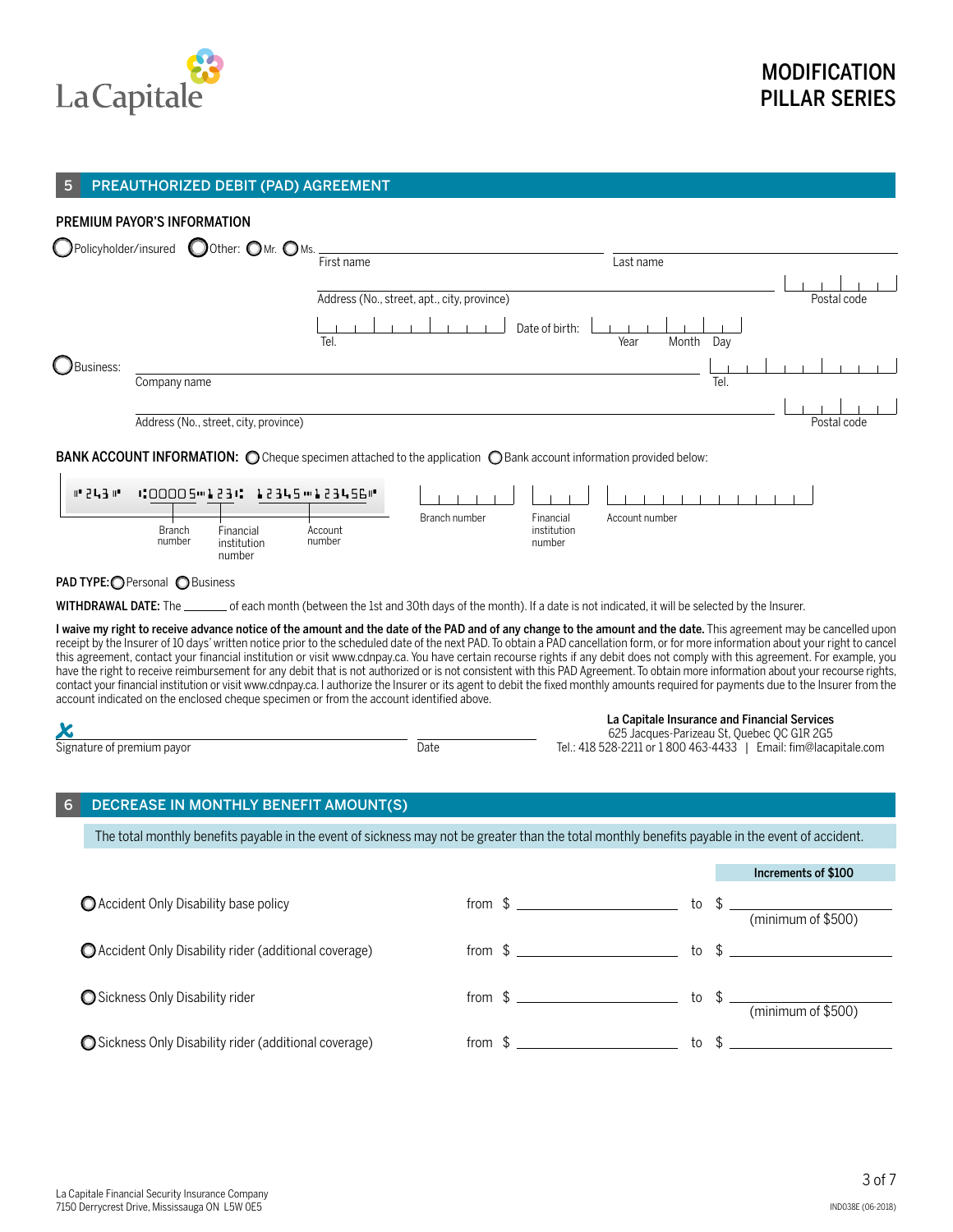# MODIFICATION PILLAR SERIES

## 5 PREAUTHORIZED DEBIT (PAD) AGREEMENT

### PREMIUM PAYOR'S INFORMATION

○ Policyholder/insured ○ Other: ○ Mr. ○ Ms. ______________________ First name ______________________ Last name

______________________ Address (No., street, apt., city, province) ________ Postal code

________ Tel. Date of birth: ________ Year Month Day

○ Business: ______________________ Company name ________ Tel.

______________________ Address (No., street, city, province) ________ Postal code

**BANK ACCOUNT INFORMATION:** ○ Cheque specimen attached to the application ○ Bank account information provided below:

⑈243⑈ ⑆00005⑉123⑆ 12345⑉123456⑈

Branch number — Financial institution number — Account number

________ Branch number ________ Financial institution number ________ Account number

**PAD TYPE:** ○ Personal ○ Business

**WITHDRAWAL DATE:** The _______ of each month (between the 1st and 30th days of the month). If a date is not indicated, it will be selected by the Insurer.

**I waive my right to receive advance notice of the amount and the date of the PAD and of any change to the amount and the date.** This agreement may be cancelled upon receipt by the Insurer of 10 days' written notice prior to the scheduled date of the next PAD. To obtain a PAD cancellation form, or for more information about your right to cancel this agreement, contact your financial institution or visit www.cdnpay.ca. You have certain recourse rights if any debit does not comply with this agreement. For example, you have the right to receive reimbursement for any debit that is not authorized or is not consistent with this PAD Agreement. To obtain more information about your recourse rights, contact your financial institution or visit www.cdnpay.ca. I authorize the Insurer or its agent to debit the fixed monthly amounts required for payments due to the Insurer from the account indicated on the enclosed cheque specimen or from the account identified above.

______________________ Signature of premium payor ________ Date

**La Capitale Insurance and Financial Services**
625 Jacques-Parizeau St, Quebec QC G1R 2G5
Tel.: 418 528-2211 or 1 800 463-4433 | Email: fim@lacapitale.com

## 6 DECREASE IN MONTHLY BENEFIT AMOUNT(S)

The total monthly benefits payable in the event of sickness may not be greater than the total monthly benefits payable in the event of accident.

| | | Increments of $100 |
|---|---|---|
| ○ Accident Only Disability base policy | from $ ________ | to $ ________ (minimum of $500) |
| ○ Accident Only Disability rider (additional coverage) | from $ ________ | to $ ________ |
| ○ Sickness Only Disability rider | from $ ________ | to $ ________ (minimum of $500) |
| ○ Sickness Only Disability rider (additional coverage) | from $ ________ | to $ ________ |

La Capitale Financial Security Insurance Company
7150 Derrycrest Drive, Mississauga ON L5W 0E5

IND038E (06-2018)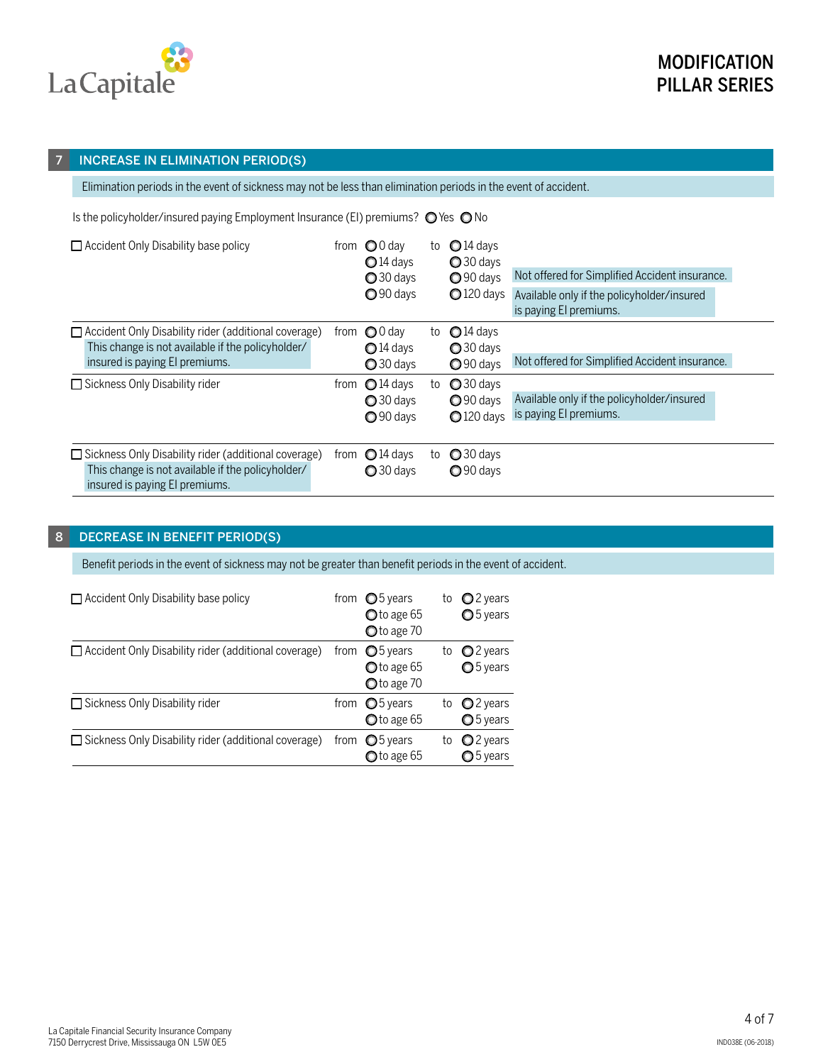# MODIFICATION PILLAR SERIES

## 7 INCREASE IN ELIMINATION PERIOD(S)

Elimination periods in the event of sickness may not be less than elimination periods in the event of accident.

Is the policyholder/insured paying Employment Insurance (EI) premiums? ○ Yes ○ No

| Coverage | from | to | Notes |
|---|---|---|---|
| ☐ Accident Only Disability base policy | ○ 0 day<br>○ 14 days<br>○ 30 days<br>○ 90 days | ○ 14 days<br>○ 30 days<br>○ 90 days<br>○ 120 days | Not offered for Simplified Accident insurance.<br>Available only if the policyholder/insured is paying EI premiums. |
| ☐ Accident Only Disability rider (additional coverage)<br>This change is not available if the policyholder/insured is paying EI premiums. | ○ 0 day<br>○ 14 days<br>○ 30 days | ○ 14 days<br>○ 30 days<br>○ 90 days | Not offered for Simplified Accident insurance. |
| ☐ Sickness Only Disability rider | ○ 14 days<br>○ 30 days<br>○ 90 days | ○ 30 days<br>○ 90 days<br>○ 120 days | Available only if the policyholder/insured is paying EI premiums. |
| ☐ Sickness Only Disability rider (additional coverage)<br>This change is not available if the policyholder/insured is paying EI premiums. | ○ 14 days<br>○ 30 days | ○ 30 days<br>○ 90 days | |

## 8 DECREASE IN BENEFIT PERIOD(S)

Benefit periods in the event of sickness may not be greater than benefit periods in the event of accident.

| Coverage | from | to |
|---|---|---|
| ☐ Accident Only Disability base policy | ○ 5 years<br>○ to age 65<br>○ to age 70 | ○ 2 years<br>○ 5 years |
| ☐ Accident Only Disability rider (additional coverage) | ○ 5 years<br>○ to age 65<br>○ to age 70 | ○ 2 years<br>○ 5 years |
| ☐ Sickness Only Disability rider | ○ 5 years<br>○ to age 65 | ○ 2 years<br>○ 5 years |
| ☐ Sickness Only Disability rider (additional coverage) | ○ 5 years<br>○ to age 65 | ○ 2 years<br>○ 5 years |

La Capitale Financial Security Insurance Company
7150 Derrycrest Drive, Mississauga ON L5W 0E5

IND038E (06-2018)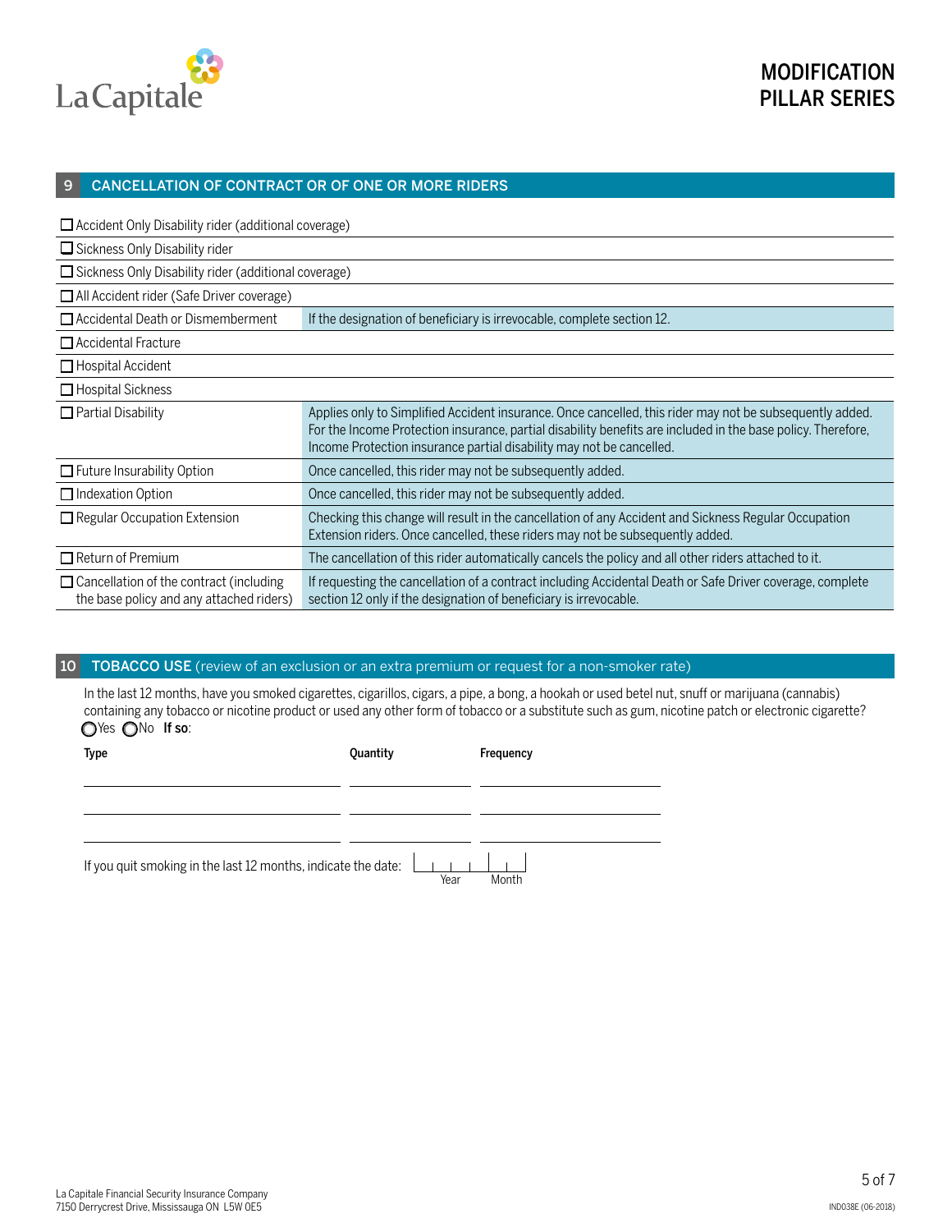# MODIFICATION PILLAR SERIES

## 9 CANCELLATION OF CONTRACT OR OF ONE OR MORE RIDERS

| | |
|---|---|
| ☐ Accident Only Disability rider (additional coverage) | |
| ☐ Sickness Only Disability rider | |
| ☐ Sickness Only Disability rider (additional coverage) | |
| ☐ All Accident rider (Safe Driver coverage) | |
| ☐ Accidental Death or Dismemberment | If the designation of beneficiary is irrevocable, complete section 12. |
| ☐ Accidental Fracture | |
| ☐ Hospital Accident | |
| ☐ Hospital Sickness | |
| ☐ Partial Disability | Applies only to Simplified Accident insurance. Once cancelled, this rider may not be subsequently added. For the Income Protection insurance, partial disability benefits are included in the base policy. Therefore, Income Protection insurance partial disability may not be cancelled. |
| ☐ Future Insurability Option | Once cancelled, this rider may not be subsequently added. |
| ☐ Indexation Option | Once cancelled, this rider may not be subsequently added. |
| ☐ Regular Occupation Extension | Checking this change will result in the cancellation of any Accident and Sickness Regular Occupation Extension riders. Once cancelled, these riders may not be subsequently added. |
| ☐ Return of Premium | The cancellation of this rider automatically cancels the policy and all other riders attached to it. |
| ☐ Cancellation of the contract (including the base policy and any attached riders) | If requesting the cancellation of a contract including Accidental Death or Safe Driver coverage, complete section 12 only if the designation of beneficiary is irrevocable. |

## 10 TOBACCO USE (review of an exclusion or an extra premium or request for a non-smoker rate)

In the last 12 months, have you smoked cigarettes, cigarillos, cigars, a pipe, a bong, a hookah or used betel nut, snuff or marijuana (cannabis) containing any tobacco or nicotine product or used any other form of tobacco or a substitute such as gum, nicotine patch or electronic cigarette?

◯ Yes ◯ No **If so**:

| Type | Quantity | Frequency |
|---|---|---|
| | | |
| | | |
| | | |

If you quit smoking in the last 12 months, indicate the date: ______ Year ____ Month

La Capitale Financial Security Insurance Company
7150 Derrycrest Drive, Mississauga ON L5W 0E5

IND038E (06-2018)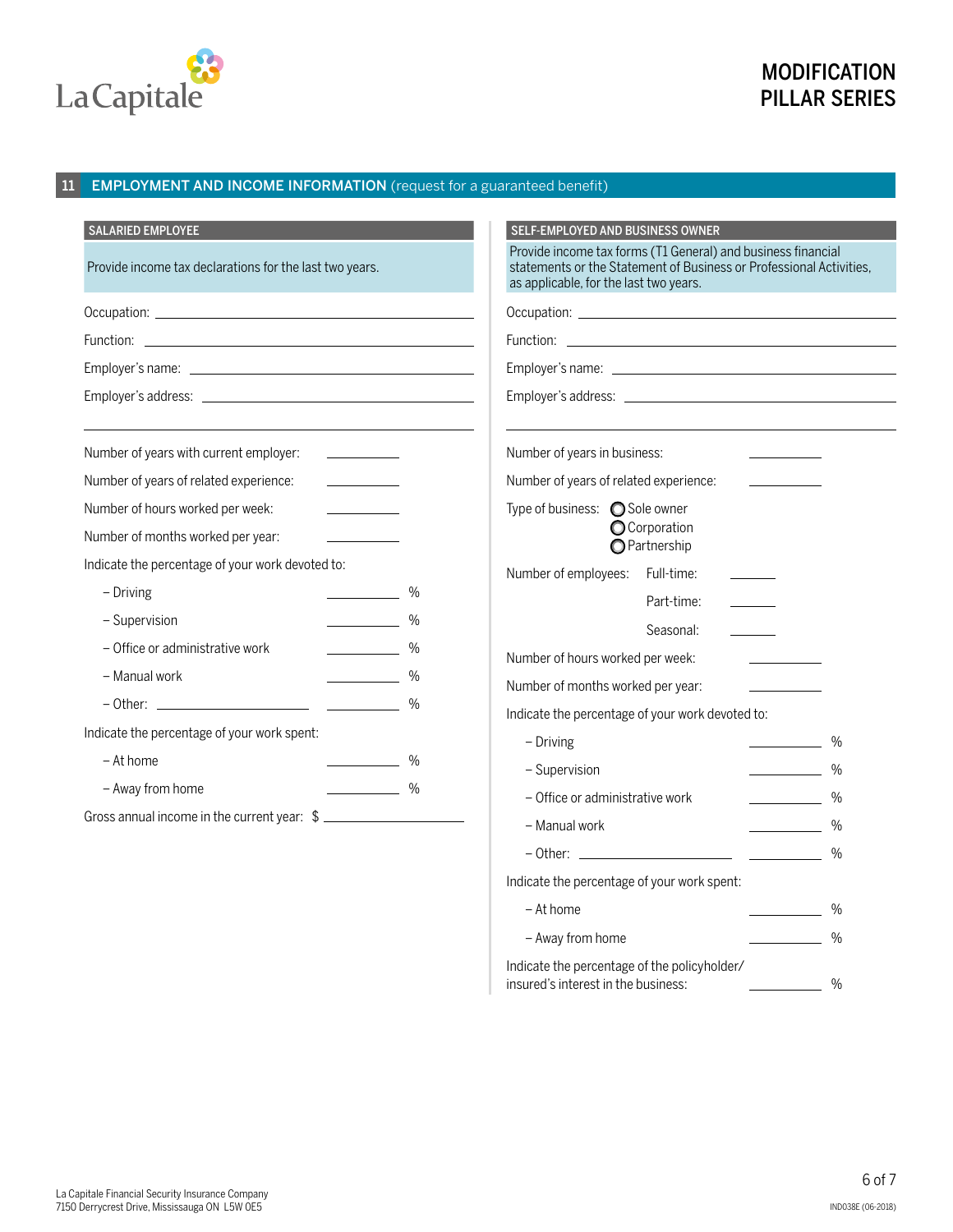# MODIFICATION PILLAR SERIES

## 11 EMPLOYMENT AND INCOME INFORMATION (request for a guaranteed benefit)

### SALARIED EMPLOYEE

Provide income tax declarations for the last two years.

Occupation: ______________________

Function: ______________________

Employer's name: ______________________

Employer's address: ______________________

______________________

Number of years with current employer: __________

Number of years of related experience: __________

Number of hours worked per week: __________

Number of months worked per year: __________

Indicate the percentage of your work devoted to:

- Driving __________ %
- Supervision __________ %
- Office or administrative work __________ %
- Manual work __________ %
- Other: ______________ __________ %

Indicate the percentage of your work spent:

- At home __________ %
- Away from home __________ %

Gross annual income in the current year: $ ______________

### SELF-EMPLOYED AND BUSINESS OWNER

Provide income tax forms (T1 General) and business financial statements or the Statement of Business or Professional Activities, as applicable, for the last two years.

Occupation: ______________________

Function: ______________________

Employer's name: ______________________

Employer's address: ______________________

______________________

Number of years in business: __________

Number of years of related experience: __________

Type of business: ○ Sole owner ○ Corporation ○ Partnership

Number of employees: Full-time: ______ Part-time: ______ Seasonal: ______

Number of hours worked per week: __________

Number of months worked per year: __________

Indicate the percentage of your work devoted to:

- Driving __________ %
- Supervision __________ %
- Office or administrative work __________ %
- Manual work __________ %
- Other: ______________ __________ %

Indicate the percentage of your work spent:

- At home __________ %
- Away from home __________ %

Indicate the percentage of the policyholder/insured's interest in the business: __________ %

La Capitale Financial Security Insurance Company
7150 Derrycrest Drive, Mississauga ON L5W 0E5

IND038E (06-2018)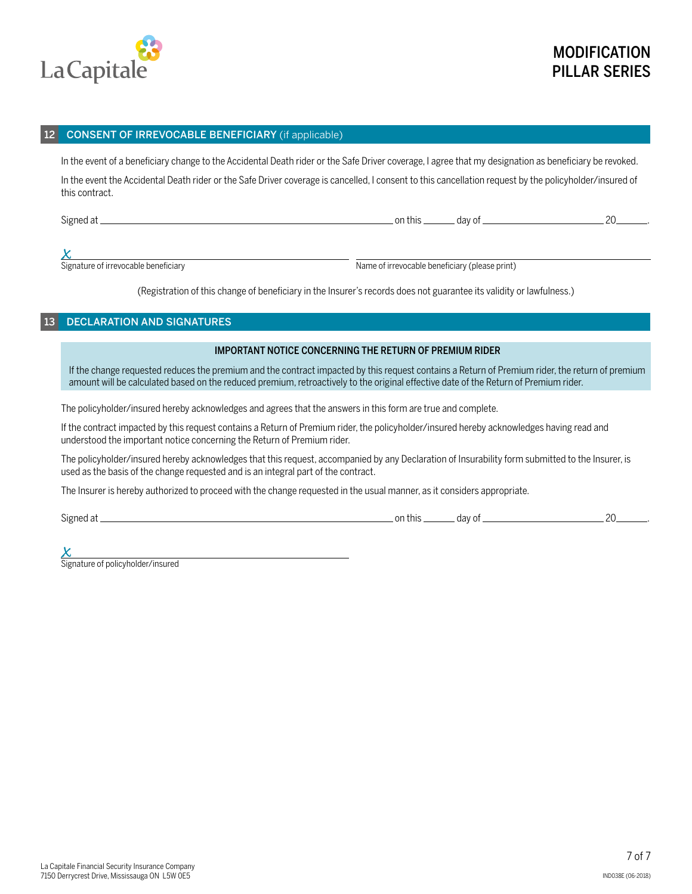# MODIFICATION PILLAR SERIES

## 12 CONSENT OF IRREVOCABLE BENEFICIARY (if applicable)

In the event of a beneficiary change to the Accidental Death rider or the Safe Driver coverage, I agree that my designation as beneficiary be revoked.

In the event the Accidental Death rider or the Safe Driver coverage is cancelled, I consent to this cancellation request by the policyholder/insured of this contract.

Signed at ______________________ on this ______ day of ______________________ 20______.

X ______________________
Signature of irrevocable beneficiary

______________________
Name of irrevocable beneficiary (please print)

(Registration of this change of beneficiary in the Insurer's records does not guarantee its validity or lawfulness.)

## 13 DECLARATION AND SIGNATURES

**IMPORTANT NOTICE CONCERNING THE RETURN OF PREMIUM RIDER**

If the change requested reduces the premium and the contract impacted by this request contains a Return of Premium rider, the return of premium amount will be calculated based on the reduced premium, retroactively to the original effective date of the Return of Premium rider.

The policyholder/insured hereby acknowledges and agrees that the answers in this form are true and complete.

If the contract impacted by this request contains a Return of Premium rider, the policyholder/insured hereby acknowledges having read and understood the important notice concerning the Return of Premium rider.

The policyholder/insured hereby acknowledges that this request, accompanied by any Declaration of Insurability form submitted to the Insurer, is used as the basis of the change requested and is an integral part of the contract.

The Insurer is hereby authorized to proceed with the change requested in the usual manner, as it considers appropriate.

Signed at ______________________ on this ______ day of ______________________ 20______.

X ______________________
Signature of policyholder/insured

La Capitale Financial Security Insurance Company
7150 Derrycrest Drive, Mississauga ON L5W 0E5

IND038E (06-2018)